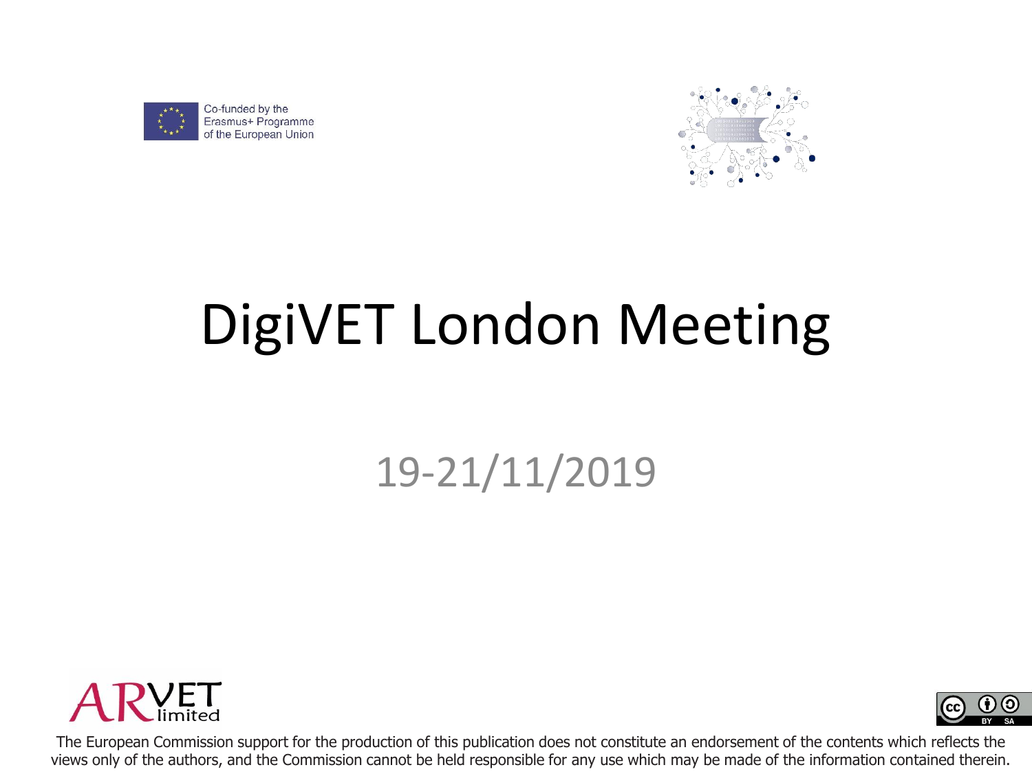Co-funded by the Erasmus+ Programme of the European Union

# DigiVET London Meeting

19-21/11/2019

ARVET limited

The European Commission support for the production of this publication does not constitute an endorsement of the contents which reflects the views only of the authors, and the Commission cannot be held responsible for any use which may be made of the information contained therein.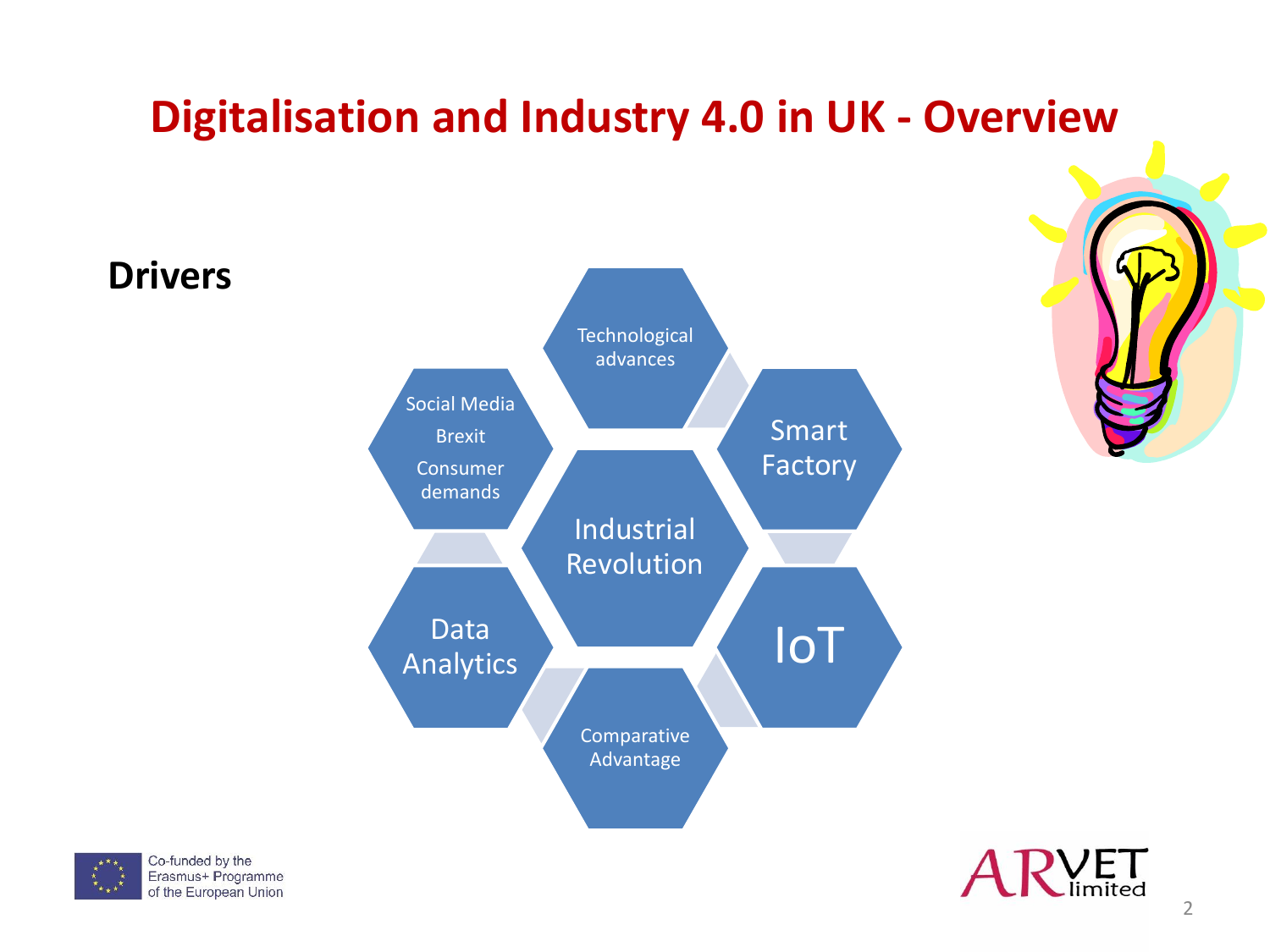# Digitalisation and Industry 4.0 in UK - Overview

**Drivers**

- Technological advances
- Smart Factory
- IoT
- Comparative Advantage
- Data Analytics
- Social Media, Brexit, Consumer demands
- Industrial Revolution

Co-funded by the Erasmus+ Programme of the European Union

ARVET limited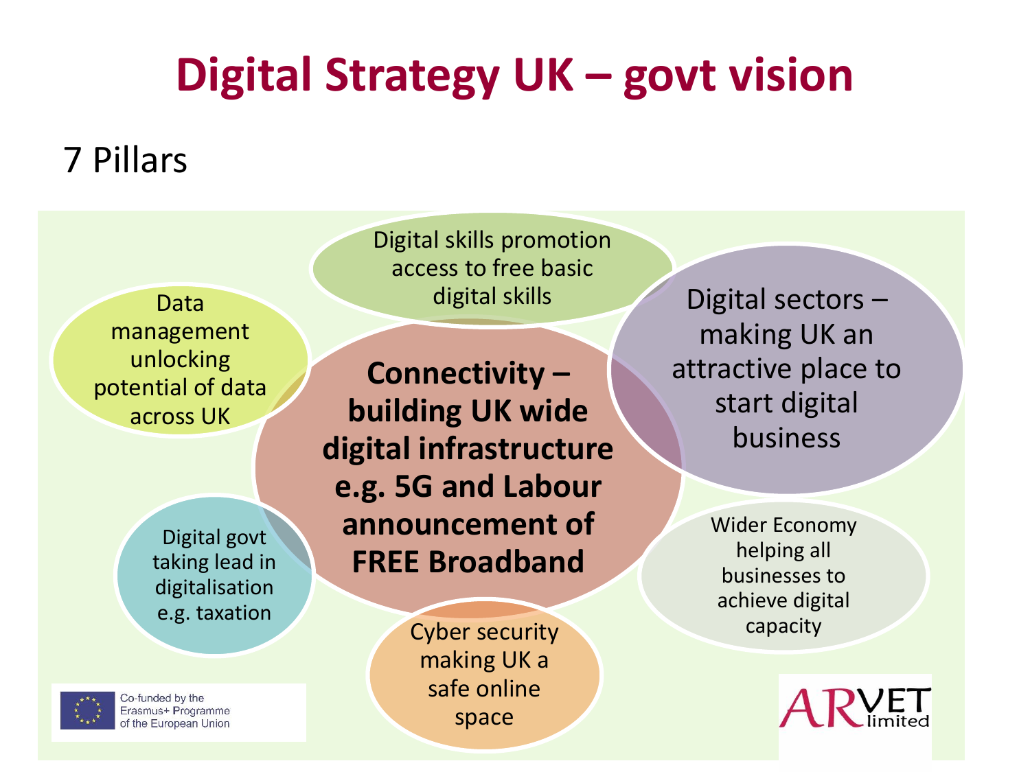# Digital Strategy UK – govt vision

7 Pillars

- **Connectivity – building UK wide digital infrastructure e.g. 5G and Labour announcement of FREE Broadband**
- Digital skills promotion access to free basic digital skills
- Digital sectors – making UK an attractive place to start digital business
- Wider Economy helping all businesses to achieve digital capacity
- Cyber security making UK a safe online space
- Digital govt taking lead in digitalisation e.g. taxation
- Data management unlocking potential of data across UK

Co-funded by the Erasmus+ Programme of the European Union

ARVET limited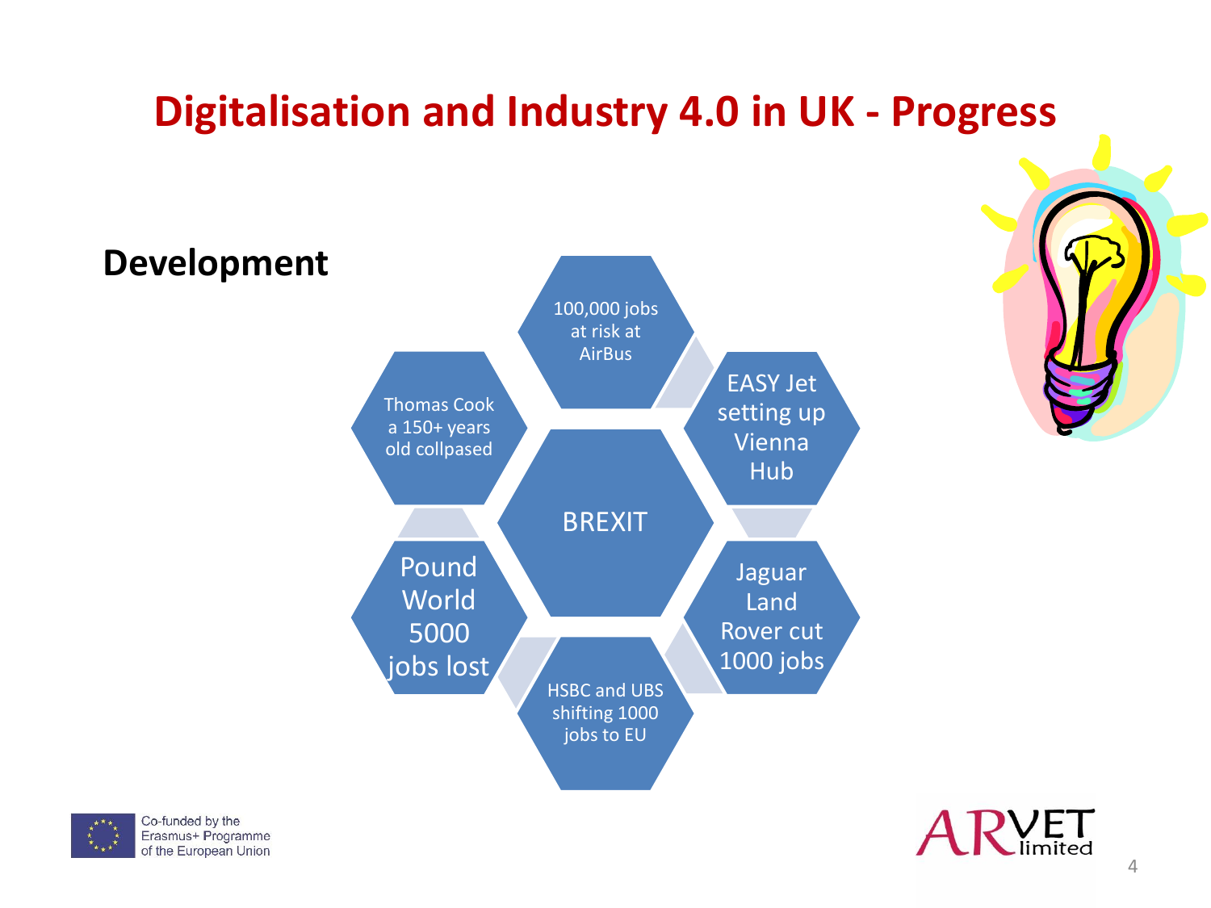# Digitalisation and Industry 4.0 in UK - Progress

## Development

- BREXIT
- 100,000 jobs at risk at AirBus
- EASY Jet setting up Vienna Hub
- Jaguar Land Rover cut 1000 jobs
- HSBC and UBS shifting 1000 jobs to EU
- Pound World 5000 jobs lost
- Thomas Cook a 150+ years old collpased

Co-funded by the Erasmus+ Programme of the European Union

ARVET limited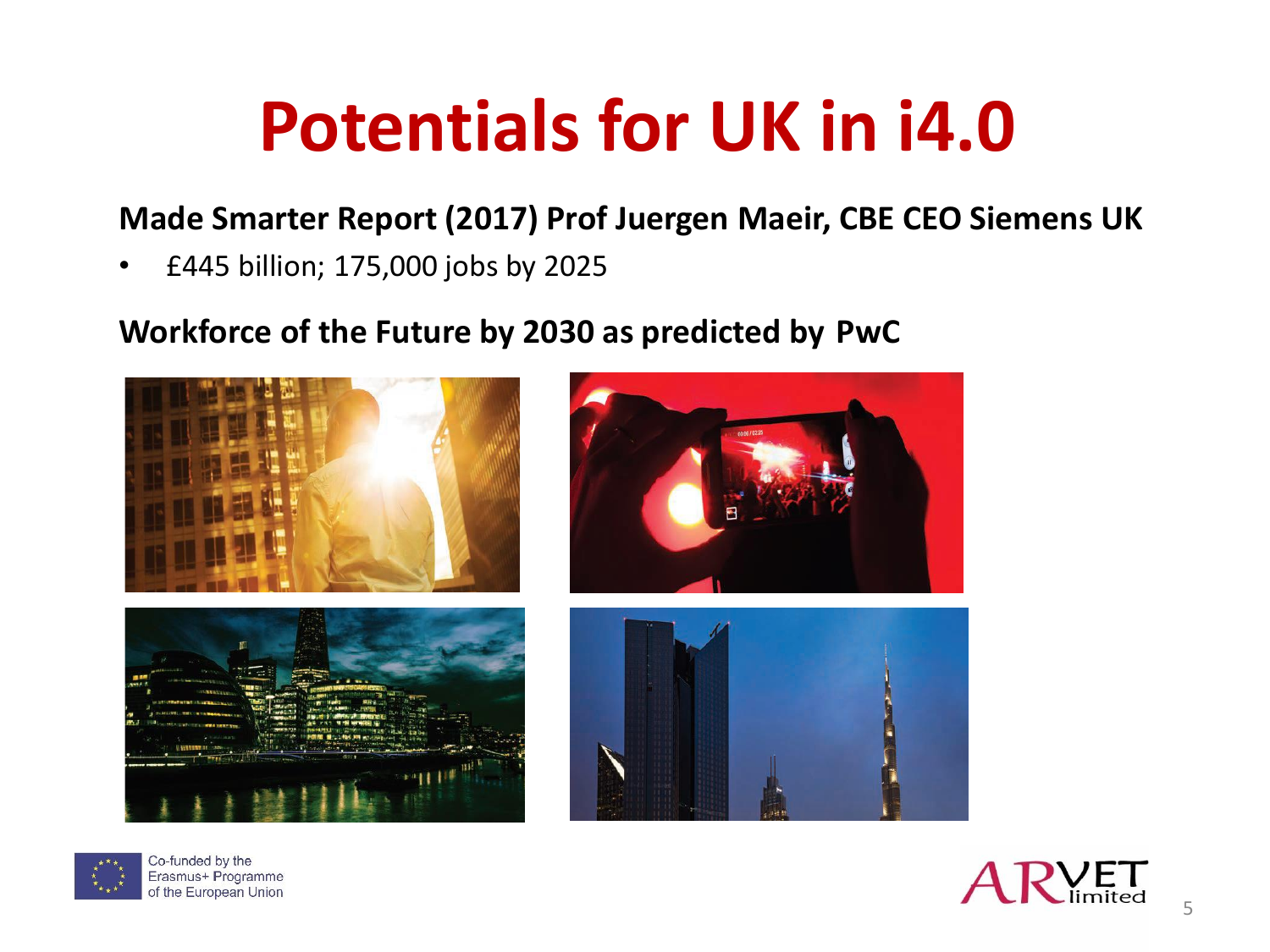# Potentials for UK in i4.0

**Made Smarter Report (2017) Prof Juergen Maeir, CBE CEO Siemens UK**

- £445 billion; 175,000 jobs by 2025

**Workforce of the Future by 2030 as predicted by PwC**

Co-funded by the Erasmus+ Programme of the European Union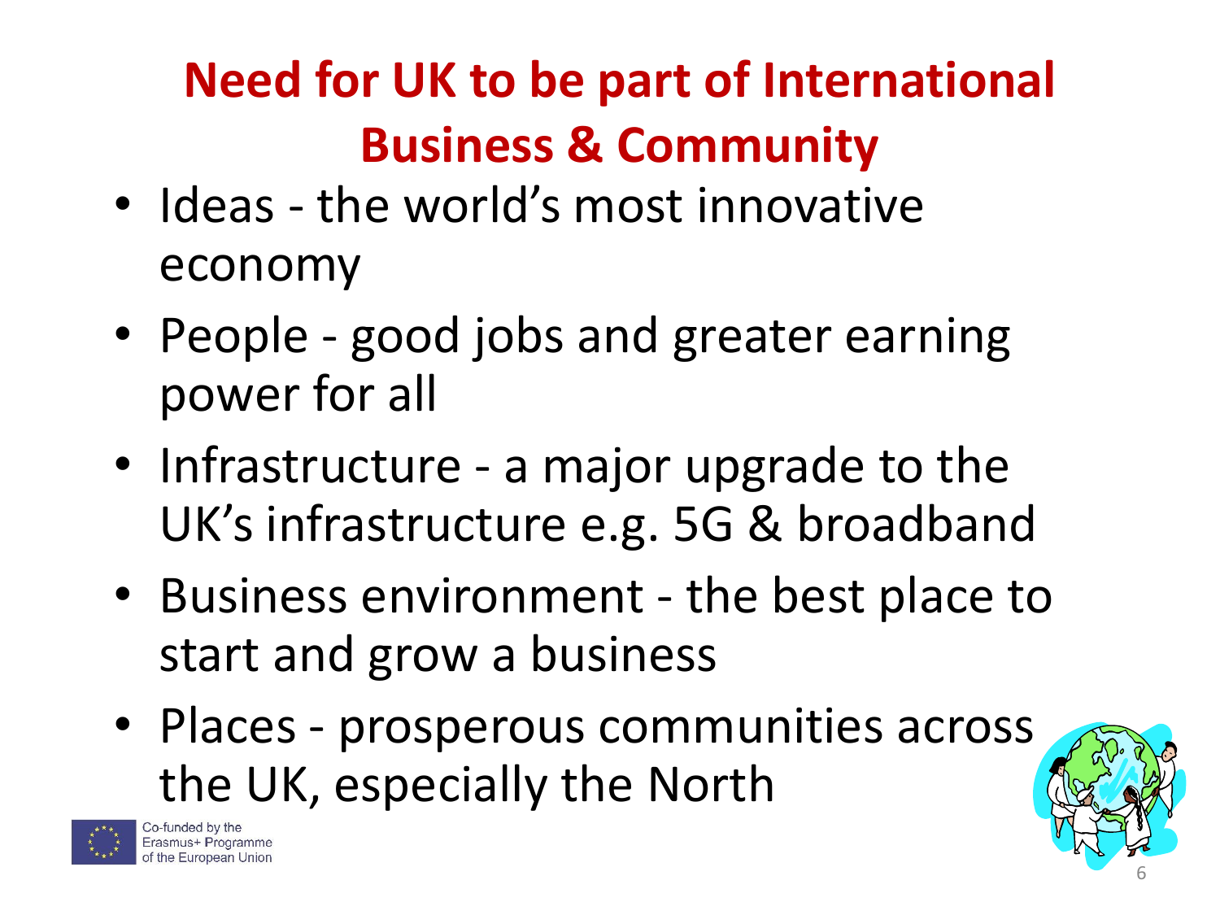# Need for UK to be part of International Business & Community

- Ideas - the world's most innovative economy
- People - good jobs and greater earning power for all
- Infrastructure - a major upgrade to the UK's infrastructure e.g. 5G & broadband
- Business environment - the best place to start and grow a business
- Places - prosperous communities across the UK, especially the North

Co-funded by the Erasmus+ Programme of the European Union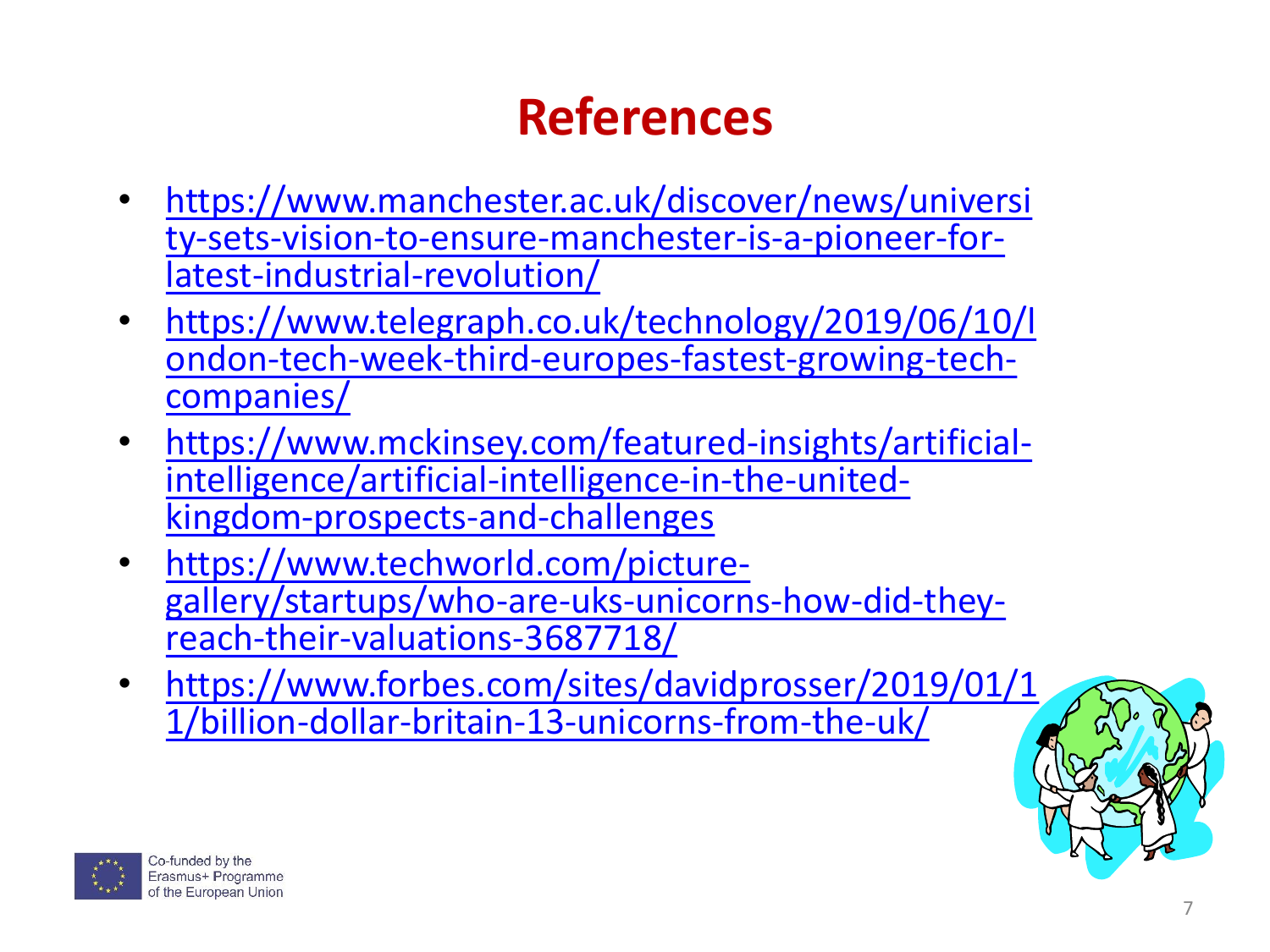# References

- https://www.manchester.ac.uk/discover/news/university-sets-vision-to-ensure-manchester-is-a-pioneer-for-latest-industrial-revolution/
- https://www.telegraph.co.uk/technology/2019/06/10/london-tech-week-third-europes-fastest-growing-tech-companies/
- https://www.mckinsey.com/featured-insights/artificial-intelligence/artificial-intelligence-in-the-united-kingdom-prospects-and-challenges
- https://www.techworld.com/picture-gallery/startups/who-are-uks-unicorns-how-did-they-reach-their-valuations-3687718/
- https://www.forbes.com/sites/davidprosser/2019/01/11/billion-dollar-britain-13-unicorns-from-the-uk/

Co-funded by the Erasmus+ Programme of the European Union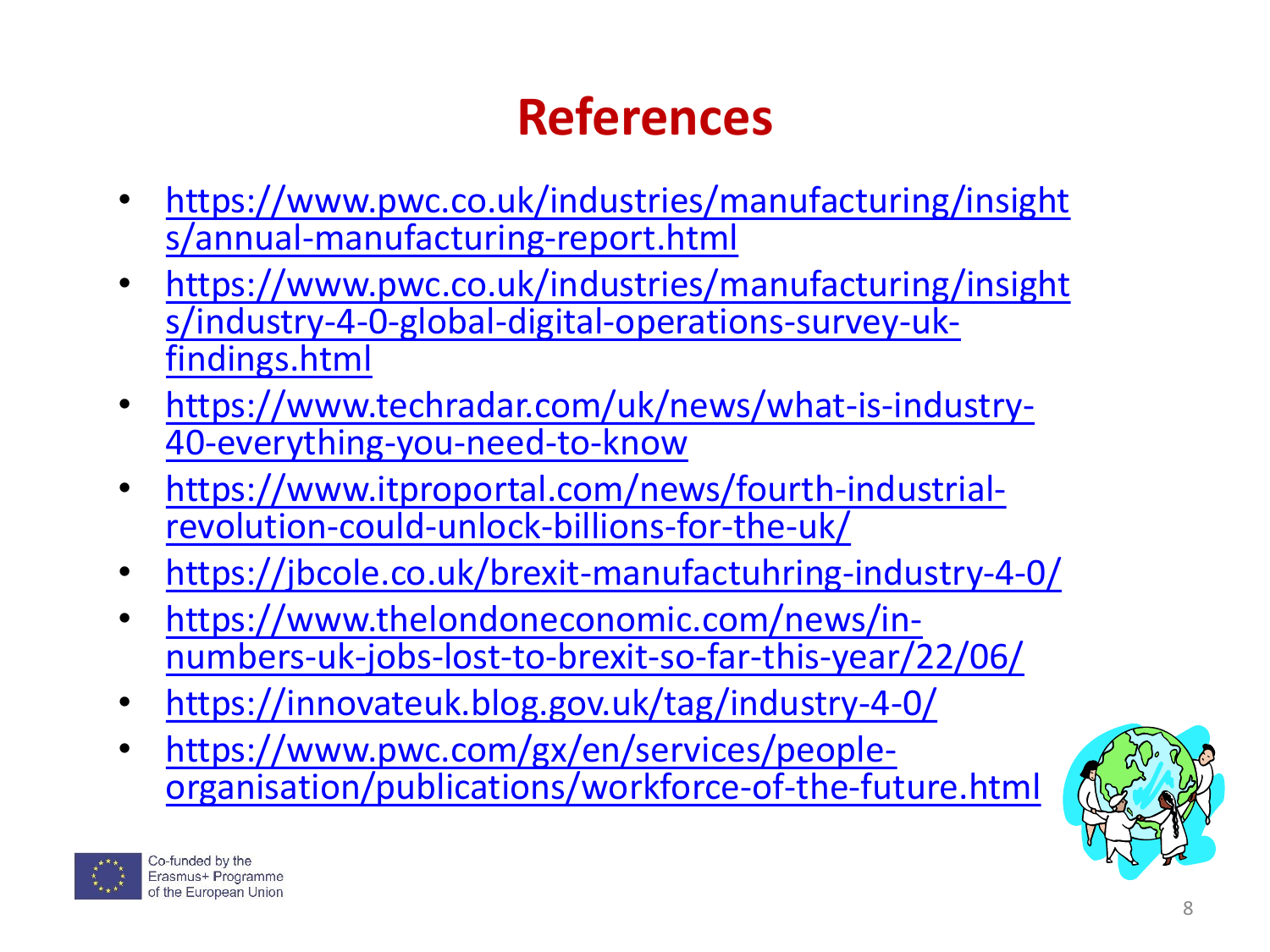# References

- https://www.pwc.co.uk/industries/manufacturing/insights/annual-manufacturing-report.html
- https://www.pwc.co.uk/industries/manufacturing/insights/industry-4-0-global-digital-operations-survey-uk-findings.html
- https://www.techradar.com/uk/news/what-is-industry-40-everything-you-need-to-know
- https://www.itproportal.com/news/fourth-industrial-revolution-could-unlock-billions-for-the-uk/
- https://jbcole.co.uk/brexit-manufactuhring-industry-4-0/
- https://www.thelondoneconomic.com/news/in-numbers-uk-jobs-lost-to-brexit-so-far-this-year/22/06/
- https://innovateuk.blog.gov.uk/tag/industry-4-0/
- https://www.pwc.com/gx/en/services/people-organisation/publications/workforce-of-the-future.html

Co-funded by the Erasmus+ Programme of the European Union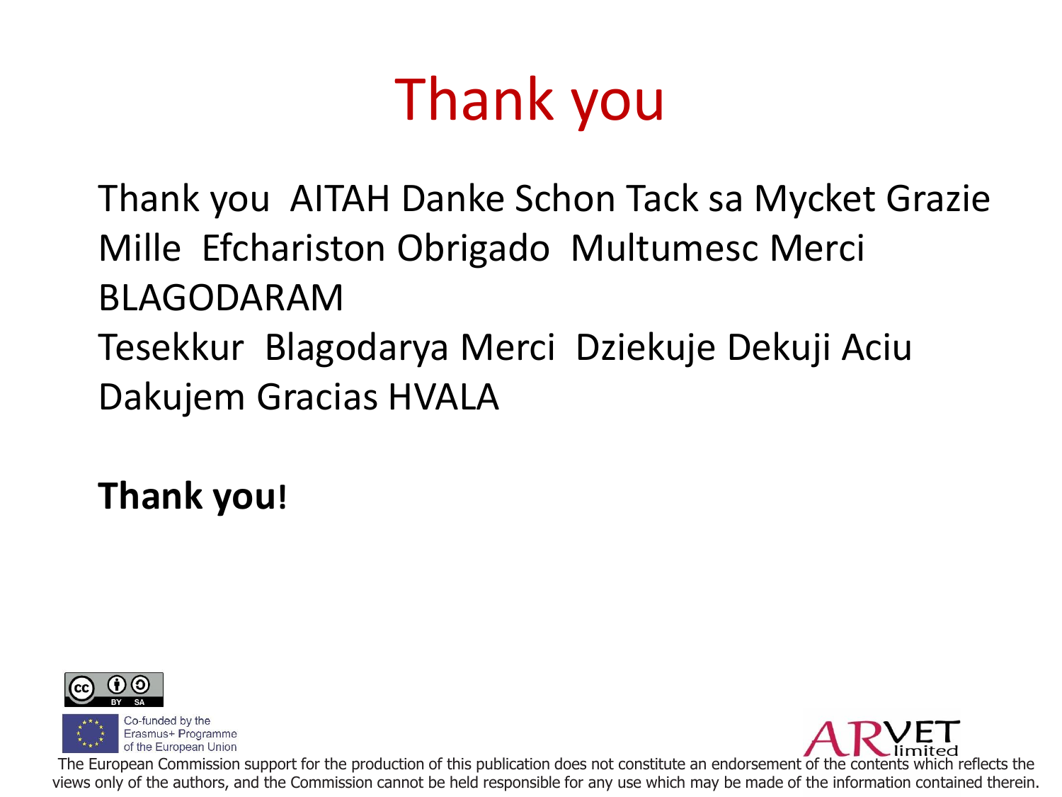# Thank you

Thank you  AITAH Danke Schon Tack sa Mycket Grazie Mille  Efchariston Obrigado  Multumesc Merci BLAGODARAM

Tesekkur  Blagodarya Merci  Dziekuje Dekuji Aciu Dakujem Gracias HVALA

**Thank you!**

Co-funded by the Erasmus+ Programme of the European Union

ARVET limited

The European Commission support for the production of this publication does not constitute an endorsement of the contents which reflects the views only of the authors, and the Commission cannot be held responsible for any use which may be made of the information contained therein.